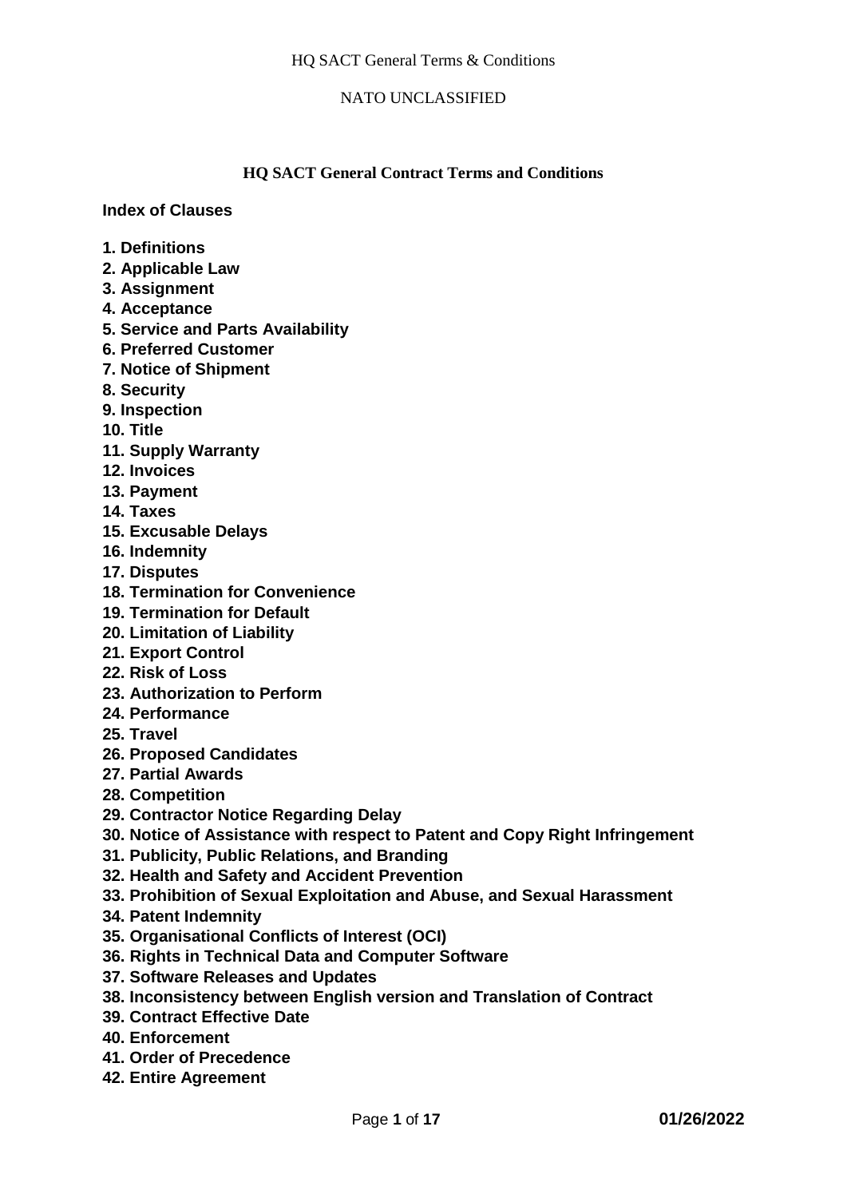# HQ SACT General Contract Terms and Conditions

**Index of Clauses**

**1. Definitions**
**2. Applicable Law**
**3. Assignment**
**4. Acceptance**
**5. Service and Parts Availability**
**6. Preferred Customer**
**7. Notice of Shipment**
**8. Security**
**9. Inspection**
**10. Title**
**11. Supply Warranty**
**12. Invoices**
**13. Payment**
**14. Taxes**
**15. Excusable Delays**
**16. Indemnity**
**17. Disputes**
**18. Termination for Convenience**
**19. Termination for Default**
**20. Limitation of Liability**
**21. Export Control**
**22. Risk of Loss**
**23. Authorization to Perform**
**24. Performance**
**25. Travel**
**26. Proposed Candidates**
**27. Partial Awards**
**28. Competition**
**29. Contractor Notice Regarding Delay**
**30. Notice of Assistance with respect to Patent and Copy Right Infringement**
**31. Publicity, Public Relations, and Branding**
**32. Health and Safety and Accident Prevention**
**33. Prohibition of Sexual Exploitation and Abuse, and Sexual Harassment**
**34. Patent Indemnity**
**35. Organisational Conflicts of Interest (OCI)**
**36. Rights in Technical Data and Computer Software**
**37. Software Releases and Updates**
**38. Inconsistency between English version and Translation of Contract**
**39. Contract Effective Date**
**40. Enforcement**
**41. Order of Precedence**
**42. Entire Agreement**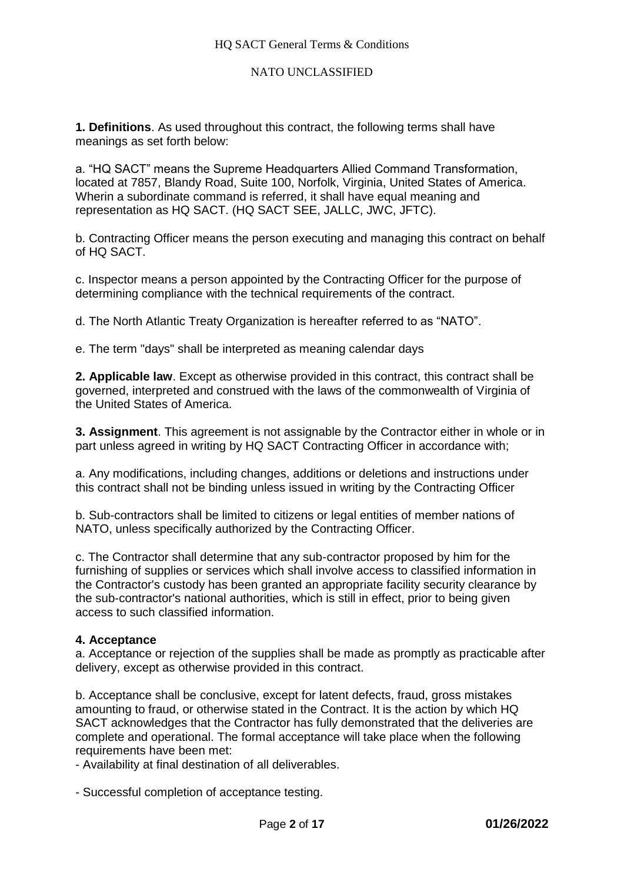**1. Definitions**. As used throughout this contract, the following terms shall have meanings as set forth below:

a. "HQ SACT" means the Supreme Headquarters Allied Command Transformation, located at 7857, Blandy Road, Suite 100, Norfolk, Virginia, United States of America. Wherin a subordinate command is referred, it shall have equal meaning and representation as HQ SACT. (HQ SACT SEE, JALLC, JWC, JFTC).

b. Contracting Officer means the person executing and managing this contract on behalf of HQ SACT.

c. Inspector means a person appointed by the Contracting Officer for the purpose of determining compliance with the technical requirements of the contract.

d. The North Atlantic Treaty Organization is hereafter referred to as "NATO".

e. The term "days" shall be interpreted as meaning calendar days

**2. Applicable law**. Except as otherwise provided in this contract, this contract shall be governed, interpreted and construed with the laws of the commonwealth of Virginia of the United States of America.

**3. Assignment**. This agreement is not assignable by the Contractor either in whole or in part unless agreed in writing by HQ SACT Contracting Officer in accordance with;

a. Any modifications, including changes, additions or deletions and instructions under this contract shall not be binding unless issued in writing by the Contracting Officer

b. Sub-contractors shall be limited to citizens or legal entities of member nations of NATO, unless specifically authorized by the Contracting Officer.

c. The Contractor shall determine that any sub-contractor proposed by him for the furnishing of supplies or services which shall involve access to classified information in the Contractor's custody has been granted an appropriate facility security clearance by the sub-contractor's national authorities, which is still in effect, prior to being given access to such classified information.

**4. Acceptance**

a. Acceptance or rejection of the supplies shall be made as promptly as practicable after delivery, except as otherwise provided in this contract.

b. Acceptance shall be conclusive, except for latent defects, fraud, gross mistakes amounting to fraud, or otherwise stated in the Contract. It is the action by which HQ SACT acknowledges that the Contractor has fully demonstrated that the deliveries are complete and operational. The formal acceptance will take place when the following requirements have been met:

- Availability at final destination of all deliverables.

- Successful completion of acceptance testing.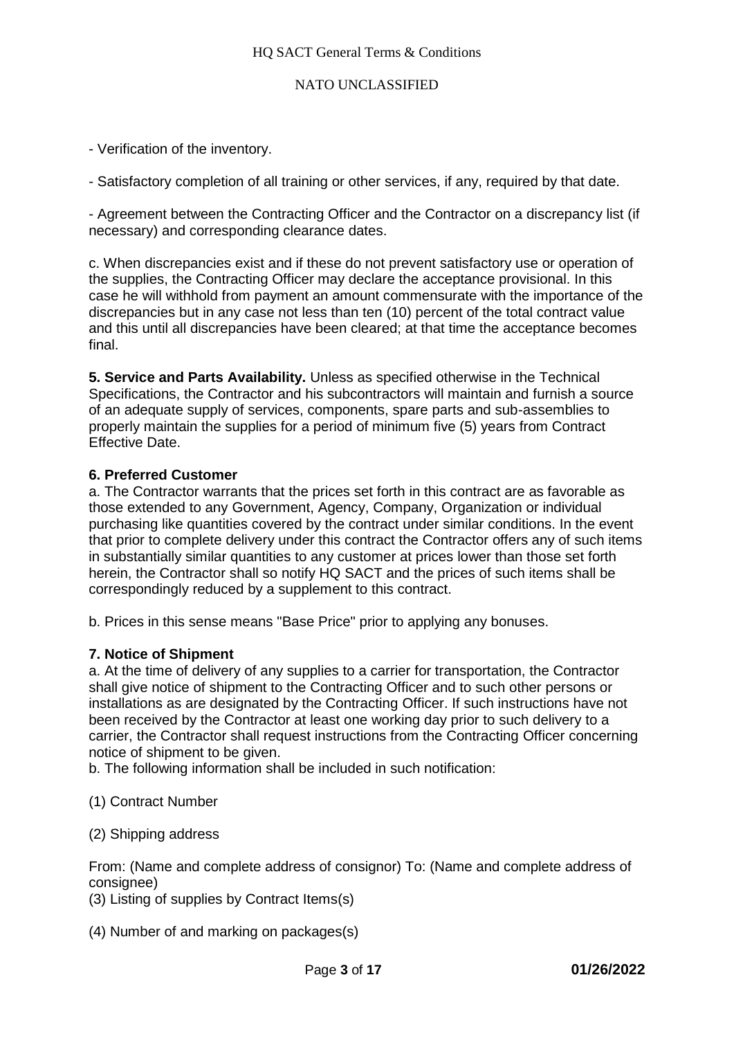- Verification of the inventory.

- Satisfactory completion of all training or other services, if any, required by that date.

- Agreement between the Contracting Officer and the Contractor on a discrepancy list (if necessary) and corresponding clearance dates.

c. When discrepancies exist and if these do not prevent satisfactory use or operation of the supplies, the Contracting Officer may declare the acceptance provisional. In this case he will withhold from payment an amount commensurate with the importance of the discrepancies but in any case not less than ten (10) percent of the total contract value and this until all discrepancies have been cleared; at that time the acceptance becomes final.

**5. Service and Parts Availability.** Unless as specified otherwise in the Technical Specifications, the Contractor and his subcontractors will maintain and furnish a source of an adequate supply of services, components, spare parts and sub-assemblies to properly maintain the supplies for a period of minimum five (5) years from Contract Effective Date.

**6. Preferred Customer**

a. The Contractor warrants that the prices set forth in this contract are as favorable as those extended to any Government, Agency, Company, Organization or individual purchasing like quantities covered by the contract under similar conditions. In the event that prior to complete delivery under this contract the Contractor offers any of such items in substantially similar quantities to any customer at prices lower than those set forth herein, the Contractor shall so notify HQ SACT and the prices of such items shall be correspondingly reduced by a supplement to this contract.

b. Prices in this sense means "Base Price" prior to applying any bonuses.

**7. Notice of Shipment**

a. At the time of delivery of any supplies to a carrier for transportation, the Contractor shall give notice of shipment to the Contracting Officer and to such other persons or installations as are designated by the Contracting Officer. If such instructions have not been received by the Contractor at least one working day prior to such delivery to a carrier, the Contractor shall request instructions from the Contracting Officer concerning notice of shipment to be given.

b. The following information shall be included in such notification:

(1) Contract Number

(2) Shipping address

From: (Name and complete address of consignor) To: (Name and complete address of consignee)

(3) Listing of supplies by Contract Items(s)

(4) Number of and marking on packages(s)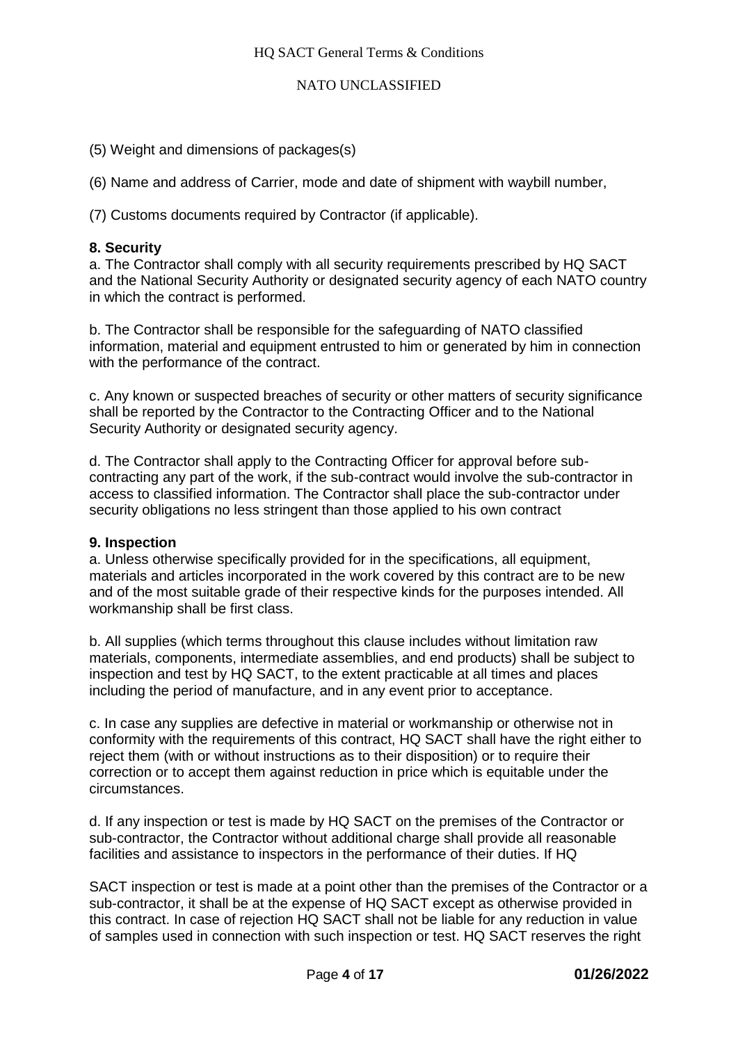(5) Weight and dimensions of packages(s)

(6) Name and address of Carrier, mode and date of shipment with waybill number,

(7) Customs documents required by Contractor (if applicable).

**8. Security**

a. The Contractor shall comply with all security requirements prescribed by HQ SACT and the National Security Authority or designated security agency of each NATO country in which the contract is performed.

b. The Contractor shall be responsible for the safeguarding of NATO classified information, material and equipment entrusted to him or generated by him in connection with the performance of the contract.

c. Any known or suspected breaches of security or other matters of security significance shall be reported by the Contractor to the Contracting Officer and to the National Security Authority or designated security agency.

d. The Contractor shall apply to the Contracting Officer for approval before sub-contracting any part of the work, if the sub-contract would involve the sub-contractor in access to classified information. The Contractor shall place the sub-contractor under security obligations no less stringent than those applied to his own contract

**9. Inspection**

a. Unless otherwise specifically provided for in the specifications, all equipment, materials and articles incorporated in the work covered by this contract are to be new and of the most suitable grade of their respective kinds for the purposes intended. All workmanship shall be first class.

b. All supplies (which terms throughout this clause includes without limitation raw materials, components, intermediate assemblies, and end products) shall be subject to inspection and test by HQ SACT, to the extent practicable at all times and places including the period of manufacture, and in any event prior to acceptance.

c. In case any supplies are defective in material or workmanship or otherwise not in conformity with the requirements of this contract, HQ SACT shall have the right either to reject them (with or without instructions as to their disposition) or to require their correction or to accept them against reduction in price which is equitable under the circumstances.

d. If any inspection or test is made by HQ SACT on the premises of the Contractor or sub-contractor, the Contractor without additional charge shall provide all reasonable facilities and assistance to inspectors in the performance of their duties. If HQ SACT inspection or test is made at a point other than the premises of the Contractor or a sub-contractor, it shall be at the expense of HQ SACT except as otherwise provided in this contract. In case of rejection HQ SACT shall not be liable for any reduction in value of samples used in connection with such inspection or test. HQ SACT reserves the right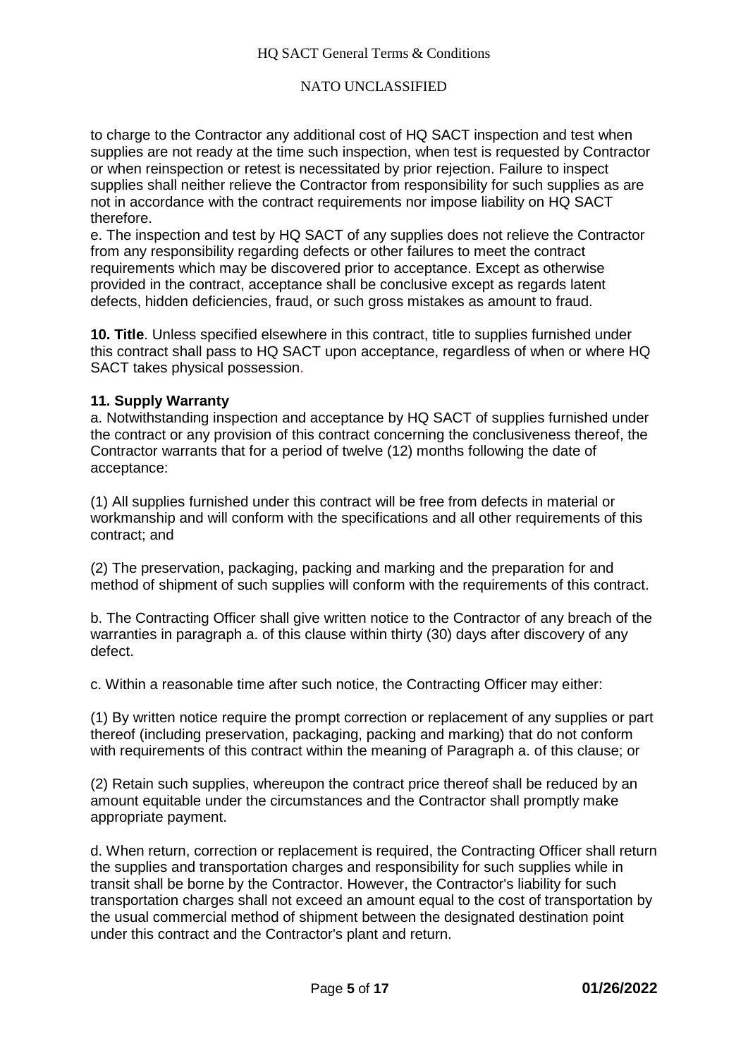to charge to the Contractor any additional cost of HQ SACT inspection and test when supplies are not ready at the time such inspection, when test is requested by Contractor or when reinspection or retest is necessitated by prior rejection. Failure to inspect supplies shall neither relieve the Contractor from responsibility for such supplies as are not in accordance with the contract requirements nor impose liability on HQ SACT therefore.

e. The inspection and test by HQ SACT of any supplies does not relieve the Contractor from any responsibility regarding defects or other failures to meet the contract requirements which may be discovered prior to acceptance. Except as otherwise provided in the contract, acceptance shall be conclusive except as regards latent defects, hidden deficiencies, fraud, or such gross mistakes as amount to fraud.

**10. Title**. Unless specified elsewhere in this contract, title to supplies furnished under this contract shall pass to HQ SACT upon acceptance, regardless of when or where HQ SACT takes physical possession.

**11. Supply Warranty**

a. Notwithstanding inspection and acceptance by HQ SACT of supplies furnished under the contract or any provision of this contract concerning the conclusiveness thereof, the Contractor warrants that for a period of twelve (12) months following the date of acceptance:

(1) All supplies furnished under this contract will be free from defects in material or workmanship and will conform with the specifications and all other requirements of this contract; and

(2) The preservation, packaging, packing and marking and the preparation for and method of shipment of such supplies will conform with the requirements of this contract.

b. The Contracting Officer shall give written notice to the Contractor of any breach of the warranties in paragraph a. of this clause within thirty (30) days after discovery of any defect.

c. Within a reasonable time after such notice, the Contracting Officer may either:

(1) By written notice require the prompt correction or replacement of any supplies or part thereof (including preservation, packaging, packing and marking) that do not conform with requirements of this contract within the meaning of Paragraph a. of this clause; or

(2) Retain such supplies, whereupon the contract price thereof shall be reduced by an amount equitable under the circumstances and the Contractor shall promptly make appropriate payment.

d. When return, correction or replacement is required, the Contracting Officer shall return the supplies and transportation charges and responsibility for such supplies while in transit shall be borne by the Contractor. However, the Contractor's liability for such transportation charges shall not exceed an amount equal to the cost of transportation by the usual commercial method of shipment between the designated destination point under this contract and the Contractor's plant and return.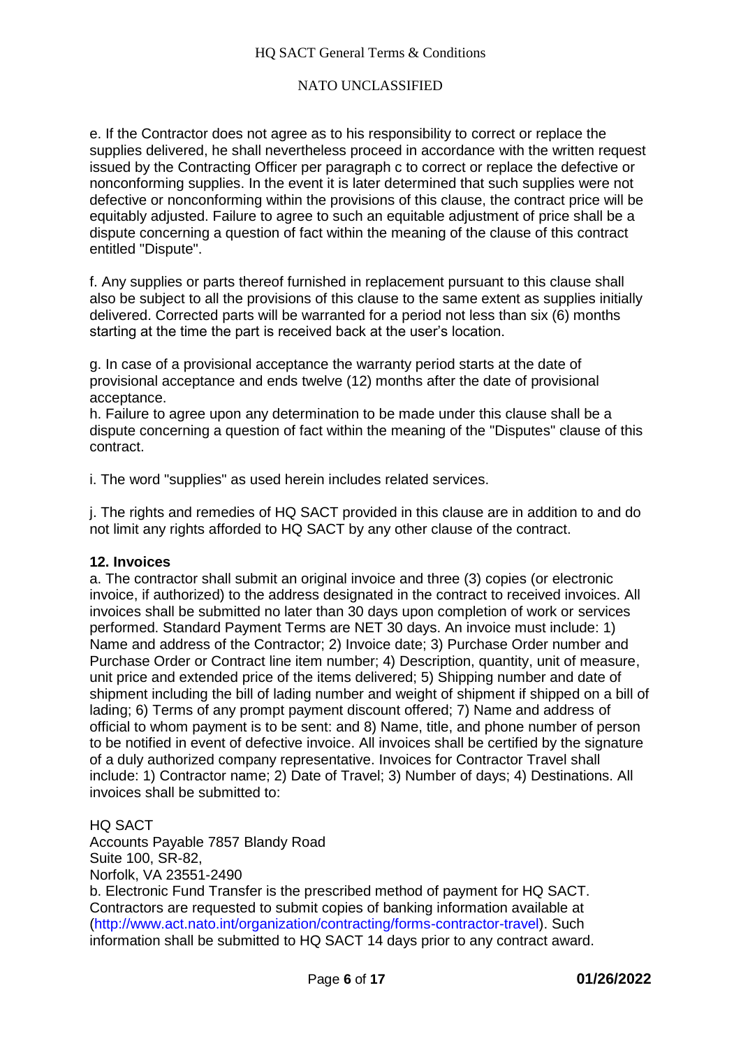e. If the Contractor does not agree as to his responsibility to correct or replace the supplies delivered, he shall nevertheless proceed in accordance with the written request issued by the Contracting Officer per paragraph c to correct or replace the defective or nonconforming supplies. In the event it is later determined that such supplies were not defective or nonconforming within the provisions of this clause, the contract price will be equitably adjusted. Failure to agree to such an equitable adjustment of price shall be a dispute concerning a question of fact within the meaning of the clause of this contract entitled "Dispute".

f. Any supplies or parts thereof furnished in replacement pursuant to this clause shall also be subject to all the provisions of this clause to the same extent as supplies initially delivered. Corrected parts will be warranted for a period not less than six (6) months starting at the time the part is received back at the user's location.

g. In case of a provisional acceptance the warranty period starts at the date of provisional acceptance and ends twelve (12) months after the date of provisional acceptance.

h. Failure to agree upon any determination to be made under this clause shall be a dispute concerning a question of fact within the meaning of the "Disputes" clause of this contract.

i. The word "supplies" as used herein includes related services.

j. The rights and remedies of HQ SACT provided in this clause are in addition to and do not limit any rights afforded to HQ SACT by any other clause of the contract.

**12. Invoices**

a. The contractor shall submit an original invoice and three (3) copies (or electronic invoice, if authorized) to the address designated in the contract to received invoices. All invoices shall be submitted no later than 30 days upon completion of work or services performed. Standard Payment Terms are NET 30 days. An invoice must include: 1) Name and address of the Contractor; 2) Invoice date; 3) Purchase Order number and Purchase Order or Contract line item number; 4) Description, quantity, unit of measure, unit price and extended price of the items delivered; 5) Shipping number and date of shipment including the bill of lading number and weight of shipment if shipped on a bill of lading; 6) Terms of any prompt payment discount offered; 7) Name and address of official to whom payment is to be sent: and 8) Name, title, and phone number of person to be notified in event of defective invoice. All invoices shall be certified by the signature of a duly authorized company representative. Invoices for Contractor Travel shall include: 1) Contractor name; 2) Date of Travel; 3) Number of days; 4) Destinations. All invoices shall be submitted to:

HQ SACT
Accounts Payable 7857 Blandy Road
Suite 100, SR-82,
Norfolk, VA 23551-2490

b. Electronic Fund Transfer is the prescribed method of payment for HQ SACT. Contractors are requested to submit copies of banking information available at (http://www.act.nato.int/organization/contracting/forms-contractor-travel). Such information shall be submitted to HQ SACT 14 days prior to any contract award.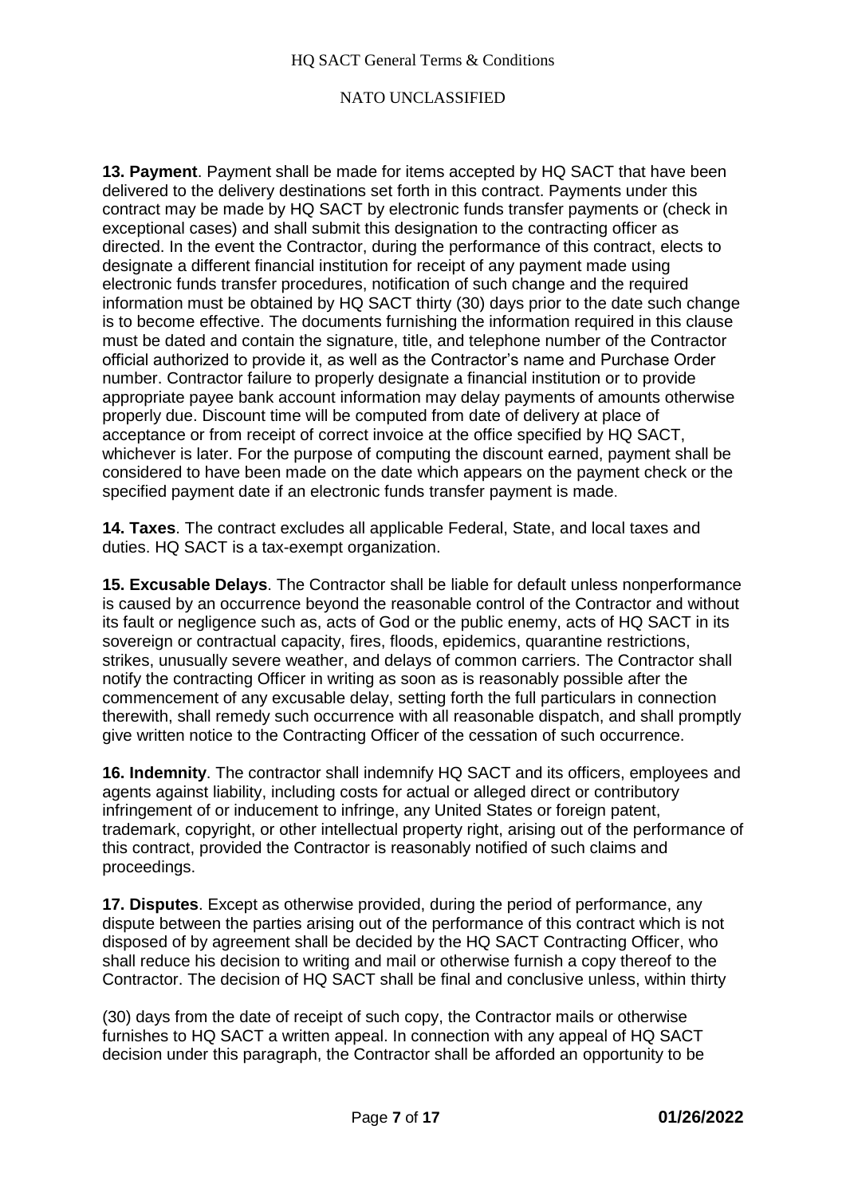**13. Payment**. Payment shall be made for items accepted by HQ SACT that have been delivered to the delivery destinations set forth in this contract. Payments under this contract may be made by HQ SACT by electronic funds transfer payments or (check in exceptional cases) and shall submit this designation to the contracting officer as directed. In the event the Contractor, during the performance of this contract, elects to designate a different financial institution for receipt of any payment made using electronic funds transfer procedures, notification of such change and the required information must be obtained by HQ SACT thirty (30) days prior to the date such change is to become effective. The documents furnishing the information required in this clause must be dated and contain the signature, title, and telephone number of the Contractor official authorized to provide it, as well as the Contractor's name and Purchase Order number. Contractor failure to properly designate a financial institution or to provide appropriate payee bank account information may delay payments of amounts otherwise properly due. Discount time will be computed from date of delivery at place of acceptance or from receipt of correct invoice at the office specified by HQ SACT, whichever is later. For the purpose of computing the discount earned, payment shall be considered to have been made on the date which appears on the payment check or the specified payment date if an electronic funds transfer payment is made.

**14. Taxes**. The contract excludes all applicable Federal, State, and local taxes and duties. HQ SACT is a tax-exempt organization.

**15. Excusable Delays**. The Contractor shall be liable for default unless nonperformance is caused by an occurrence beyond the reasonable control of the Contractor and without its fault or negligence such as, acts of God or the public enemy, acts of HQ SACT in its sovereign or contractual capacity, fires, floods, epidemics, quarantine restrictions, strikes, unusually severe weather, and delays of common carriers. The Contractor shall notify the contracting Officer in writing as soon as is reasonably possible after the commencement of any excusable delay, setting forth the full particulars in connection therewith, shall remedy such occurrence with all reasonable dispatch, and shall promptly give written notice to the Contracting Officer of the cessation of such occurrence.

**16. Indemnity**. The contractor shall indemnify HQ SACT and its officers, employees and agents against liability, including costs for actual or alleged direct or contributory infringement of or inducement to infringe, any United States or foreign patent, trademark, copyright, or other intellectual property right, arising out of the performance of this contract, provided the Contractor is reasonably notified of such claims and proceedings.

**17. Disputes**. Except as otherwise provided, during the period of performance, any dispute between the parties arising out of the performance of this contract which is not disposed of by agreement shall be decided by the HQ SACT Contracting Officer, who shall reduce his decision to writing and mail or otherwise furnish a copy thereof to the Contractor. The decision of HQ SACT shall be final and conclusive unless, within thirty (30) days from the date of receipt of such copy, the Contractor mails or otherwise furnishes to HQ SACT a written appeal. In connection with any appeal of HQ SACT decision under this paragraph, the Contractor shall be afforded an opportunity to be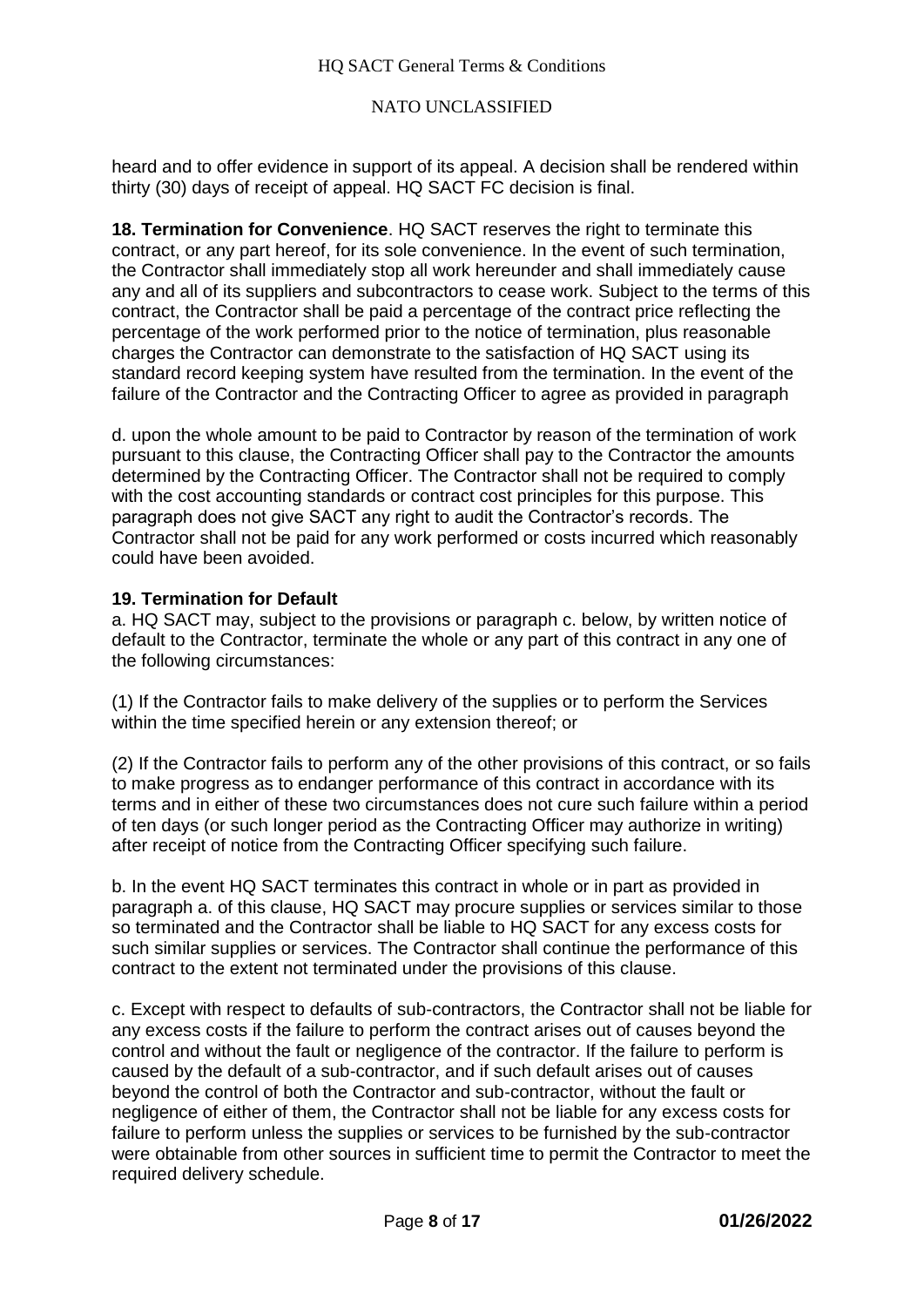heard and to offer evidence in support of its appeal. A decision shall be rendered within thirty (30) days of receipt of appeal. HQ SACT FC decision is final.

**18. Termination for Convenience**. HQ SACT reserves the right to terminate this contract, or any part hereof, for its sole convenience. In the event of such termination, the Contractor shall immediately stop all work hereunder and shall immediately cause any and all of its suppliers and subcontractors to cease work. Subject to the terms of this contract, the Contractor shall be paid a percentage of the contract price reflecting the percentage of the work performed prior to the notice of termination, plus reasonable charges the Contractor can demonstrate to the satisfaction of HQ SACT using its standard record keeping system have resulted from the termination. In the event of the failure of the Contractor and the Contracting Officer to agree as provided in paragraph

d. upon the whole amount to be paid to Contractor by reason of the termination of work pursuant to this clause, the Contracting Officer shall pay to the Contractor the amounts determined by the Contracting Officer. The Contractor shall not be required to comply with the cost accounting standards or contract cost principles for this purpose. This paragraph does not give SACT any right to audit the Contractor's records. The Contractor shall not be paid for any work performed or costs incurred which reasonably could have been avoided.

**19. Termination for Default**

a. HQ SACT may, subject to the provisions or paragraph c. below, by written notice of default to the Contractor, terminate the whole or any part of this contract in any one of the following circumstances:

(1) If the Contractor fails to make delivery of the supplies or to perform the Services within the time specified herein or any extension thereof; or

(2) If the Contractor fails to perform any of the other provisions of this contract, or so fails to make progress as to endanger performance of this contract in accordance with its terms and in either of these two circumstances does not cure such failure within a period of ten days (or such longer period as the Contracting Officer may authorize in writing) after receipt of notice from the Contracting Officer specifying such failure.

b. In the event HQ SACT terminates this contract in whole or in part as provided in paragraph a. of this clause, HQ SACT may procure supplies or services similar to those so terminated and the Contractor shall be liable to HQ SACT for any excess costs for such similar supplies or services. The Contractor shall continue the performance of this contract to the extent not terminated under the provisions of this clause.

c. Except with respect to defaults of sub-contractors, the Contractor shall not be liable for any excess costs if the failure to perform the contract arises out of causes beyond the control and without the fault or negligence of the contractor. If the failure to perform is caused by the default of a sub-contractor, and if such default arises out of causes beyond the control of both the Contractor and sub-contractor, without the fault or negligence of either of them, the Contractor shall not be liable for any excess costs for failure to perform unless the supplies or services to be furnished by the sub-contractor were obtainable from other sources in sufficient time to permit the Contractor to meet the required delivery schedule.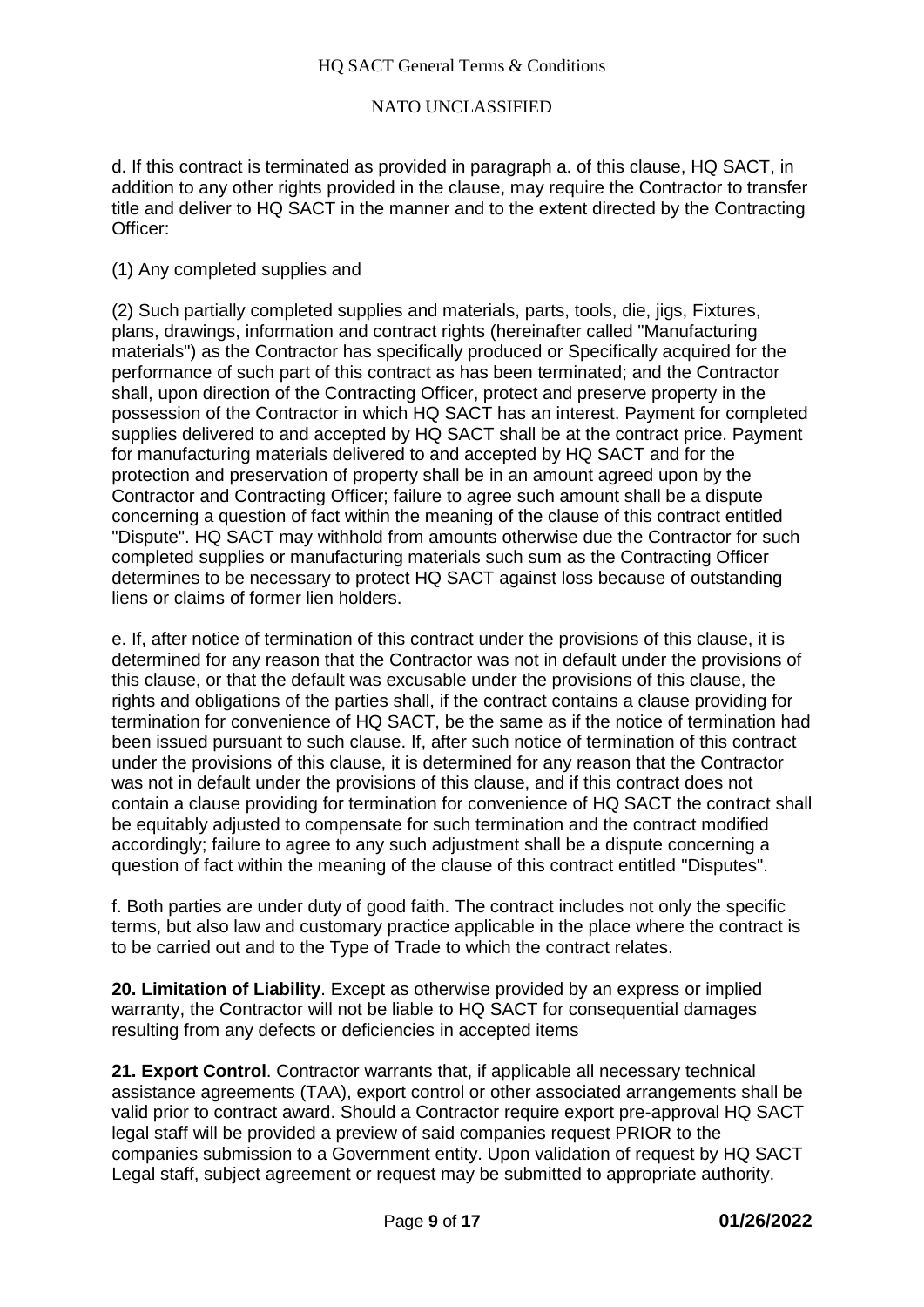d. If this contract is terminated as provided in paragraph a. of this clause, HQ SACT, in addition to any other rights provided in the clause, may require the Contractor to transfer title and deliver to HQ SACT in the manner and to the extent directed by the Contracting Officer:

(1) Any completed supplies and

(2) Such partially completed supplies and materials, parts, tools, die, jigs, Fixtures, plans, drawings, information and contract rights (hereinafter called "Manufacturing materials") as the Contractor has specifically produced or Specifically acquired for the performance of such part of this contract as has been terminated; and the Contractor shall, upon direction of the Contracting Officer, protect and preserve property in the possession of the Contractor in which HQ SACT has an interest. Payment for completed supplies delivered to and accepted by HQ SACT shall be at the contract price. Payment for manufacturing materials delivered to and accepted by HQ SACT and for the protection and preservation of property shall be in an amount agreed upon by the Contractor and Contracting Officer; failure to agree such amount shall be a dispute concerning a question of fact within the meaning of the clause of this contract entitled "Dispute". HQ SACT may withhold from amounts otherwise due the Contractor for such completed supplies or manufacturing materials such sum as the Contracting Officer determines to be necessary to protect HQ SACT against loss because of outstanding liens or claims of former lien holders.

e. If, after notice of termination of this contract under the provisions of this clause, it is determined for any reason that the Contractor was not in default under the provisions of this clause, or that the default was excusable under the provisions of this clause, the rights and obligations of the parties shall, if the contract contains a clause providing for termination for convenience of HQ SACT, be the same as if the notice of termination had been issued pursuant to such clause. If, after such notice of termination of this contract under the provisions of this clause, it is determined for any reason that the Contractor was not in default under the provisions of this clause, and if this contract does not contain a clause providing for termination for convenience of HQ SACT the contract shall be equitably adjusted to compensate for such termination and the contract modified accordingly; failure to agree to any such adjustment shall be a dispute concerning a question of fact within the meaning of the clause of this contract entitled "Disputes".

f. Both parties are under duty of good faith. The contract includes not only the specific terms, but also law and customary practice applicable in the place where the contract is to be carried out and to the Type of Trade to which the contract relates.

**20. Limitation of Liability**. Except as otherwise provided by an express or implied warranty, the Contractor will not be liable to HQ SACT for consequential damages resulting from any defects or deficiencies in accepted items

**21. Export Control**. Contractor warrants that, if applicable all necessary technical assistance agreements (TAA), export control or other associated arrangements shall be valid prior to contract award. Should a Contractor require export pre-approval HQ SACT legal staff will be provided a preview of said companies request PRIOR to the companies submission to a Government entity. Upon validation of request by HQ SACT Legal staff, subject agreement or request may be submitted to appropriate authority.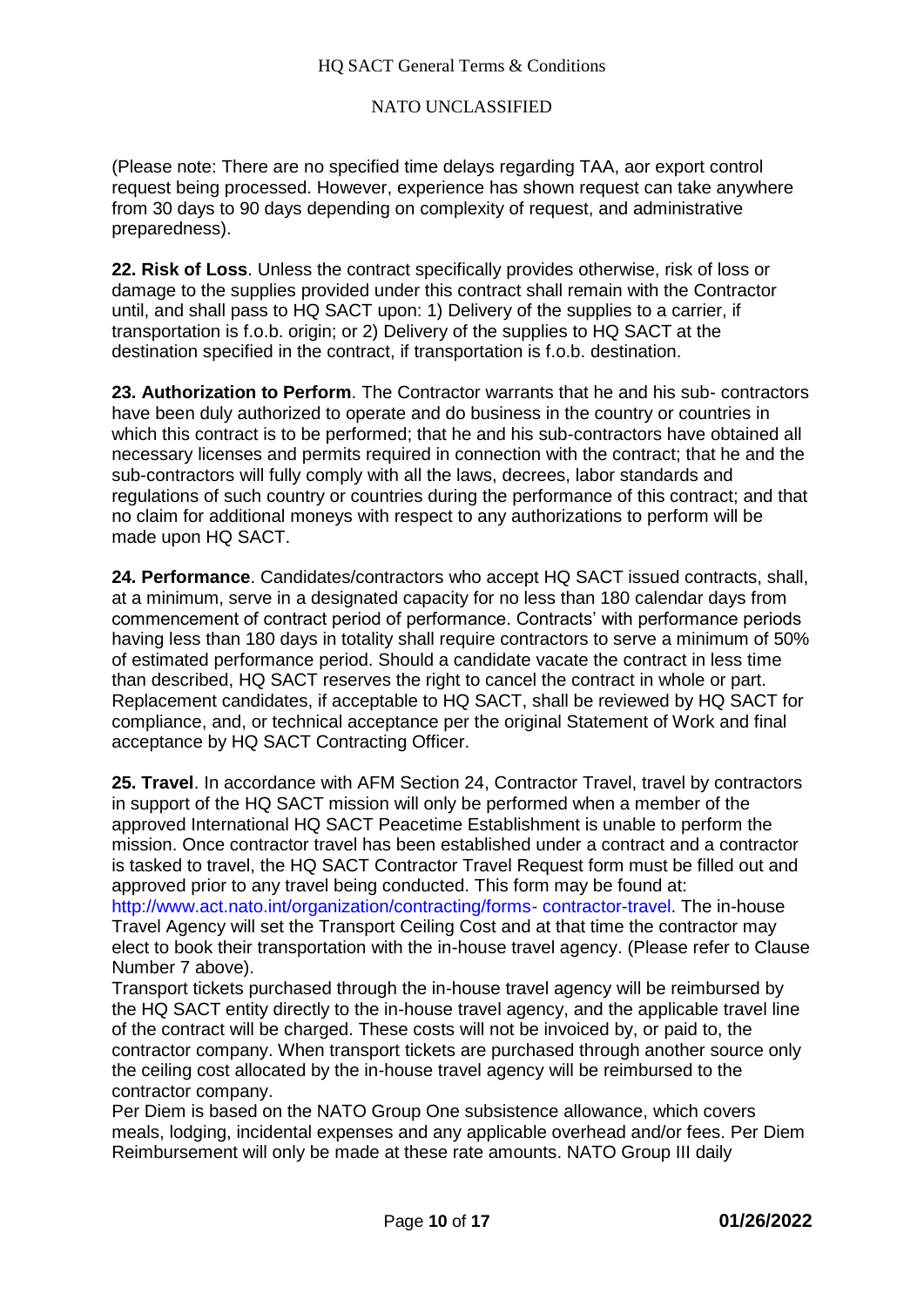(Please note: There are no specified time delays regarding TAA, aor export control request being processed. However, experience has shown request can take anywhere from 30 days to 90 days depending on complexity of request, and administrative preparedness).

**22. Risk of Loss**. Unless the contract specifically provides otherwise, risk of loss or damage to the supplies provided under this contract shall remain with the Contractor until, and shall pass to HQ SACT upon: 1) Delivery of the supplies to a carrier, if transportation is f.o.b. origin; or 2) Delivery of the supplies to HQ SACT at the destination specified in the contract, if transportation is f.o.b. destination.

**23. Authorization to Perform**. The Contractor warrants that he and his sub- contractors have been duly authorized to operate and do business in the country or countries in which this contract is to be performed; that he and his sub-contractors have obtained all necessary licenses and permits required in connection with the contract; that he and the sub-contractors will fully comply with all the laws, decrees, labor standards and regulations of such country or countries during the performance of this contract; and that no claim for additional moneys with respect to any authorizations to perform will be made upon HQ SACT.

**24. Performance**. Candidates/contractors who accept HQ SACT issued contracts, shall, at a minimum, serve in a designated capacity for no less than 180 calendar days from commencement of contract period of performance. Contracts' with performance periods having less than 180 days in totality shall require contractors to serve a minimum of 50% of estimated performance period. Should a candidate vacate the contract in less time than described, HQ SACT reserves the right to cancel the contract in whole or part. Replacement candidates, if acceptable to HQ SACT, shall be reviewed by HQ SACT for compliance, and, or technical acceptance per the original Statement of Work and final acceptance by HQ SACT Contracting Officer.

**25. Travel**. In accordance with AFM Section 24, Contractor Travel, travel by contractors in support of the HQ SACT mission will only be performed when a member of the approved International HQ SACT Peacetime Establishment is unable to perform the mission. Once contractor travel has been established under a contract and a contractor is tasked to travel, the HQ SACT Contractor Travel Request form must be filled out and approved prior to any travel being conducted. This form may be found at: http://www.act.nato.int/organization/contracting/forms- contractor-travel. The in-house Travel Agency will set the Transport Ceiling Cost and at that time the contractor may elect to book their transportation with the in-house travel agency. (Please refer to Clause Number 7 above).

Transport tickets purchased through the in-house travel agency will be reimbursed by the HQ SACT entity directly to the in-house travel agency, and the applicable travel line of the contract will be charged. These costs will not be invoiced by, or paid to, the contractor company. When transport tickets are purchased through another source only the ceiling cost allocated by the in-house travel agency will be reimbursed to the contractor company.

Per Diem is based on the NATO Group One subsistence allowance, which covers meals, lodging, incidental expenses and any applicable overhead and/or fees. Per Diem Reimbursement will only be made at these rate amounts. NATO Group III daily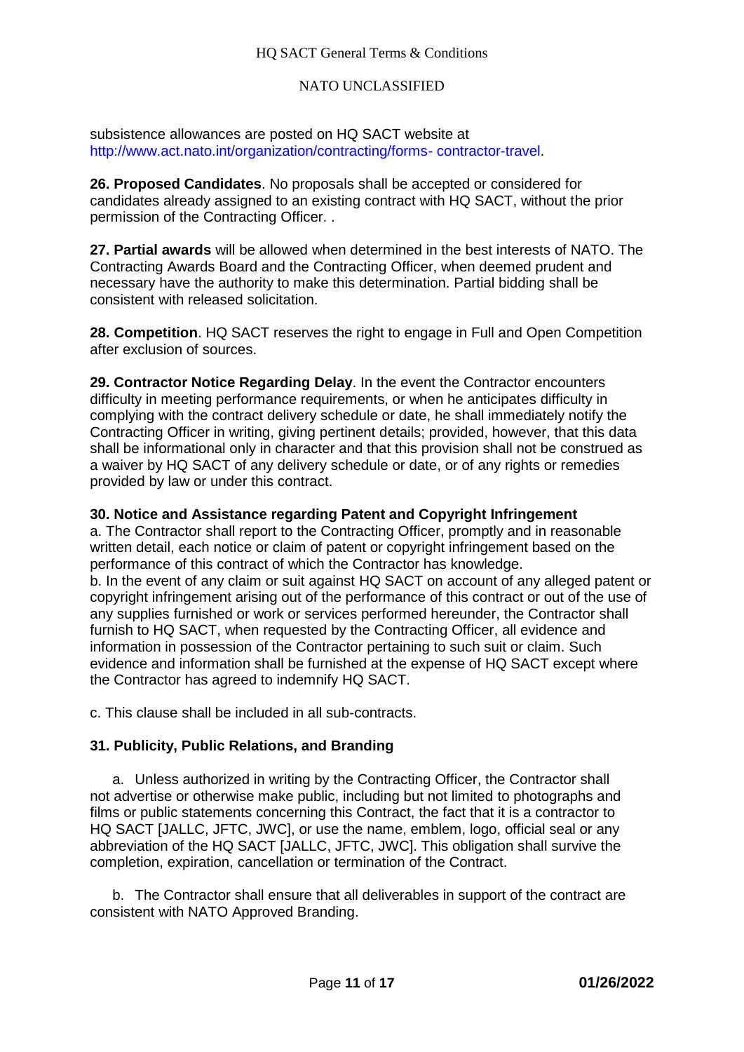subsistence allowances are posted on HQ SACT website at http://www.act.nato.int/organization/contracting/forms- contractor-travel.

**26. Proposed Candidates**. No proposals shall be accepted or considered for candidates already assigned to an existing contract with HQ SACT, without the prior permission of the Contracting Officer. .

**27. Partial awards** will be allowed when determined in the best interests of NATO. The Contracting Awards Board and the Contracting Officer, when deemed prudent and necessary have the authority to make this determination. Partial bidding shall be consistent with released solicitation.

**28. Competition**. HQ SACT reserves the right to engage in Full and Open Competition after exclusion of sources.

**29. Contractor Notice Regarding Delay**. In the event the Contractor encounters difficulty in meeting performance requirements, or when he anticipates difficulty in complying with the contract delivery schedule or date, he shall immediately notify the Contracting Officer in writing, giving pertinent details; provided, however, that this data shall be informational only in character and that this provision shall not be construed as a waiver by HQ SACT of any delivery schedule or date, or of any rights or remedies provided by law or under this contract.

**30. Notice and Assistance regarding Patent and Copyright Infringement**

a. The Contractor shall report to the Contracting Officer, promptly and in reasonable written detail, each notice or claim of patent or copyright infringement based on the performance of this contract of which the Contractor has knowledge.

b. In the event of any claim or suit against HQ SACT on account of any alleged patent or copyright infringement arising out of the performance of this contract or out of the use of any supplies furnished or work or services performed hereunder, the Contractor shall furnish to HQ SACT, when requested by the Contracting Officer, all evidence and information in possession of the Contractor pertaining to such suit or claim. Such evidence and information shall be furnished at the expense of HQ SACT except where the Contractor has agreed to indemnify HQ SACT.

c. This clause shall be included in all sub-contracts.

**31. Publicity, Public Relations, and Branding**

a. Unless authorized in writing by the Contracting Officer, the Contractor shall not advertise or otherwise make public, including but not limited to photographs and films or public statements concerning this Contract, the fact that it is a contractor to HQ SACT [JALLC, JFTC, JWC], or use the name, emblem, logo, official seal or any abbreviation of the HQ SACT [JALLC, JFTC, JWC]. This obligation shall survive the completion, expiration, cancellation or termination of the Contract.

b. The Contractor shall ensure that all deliverables in support of the contract are consistent with NATO Approved Branding.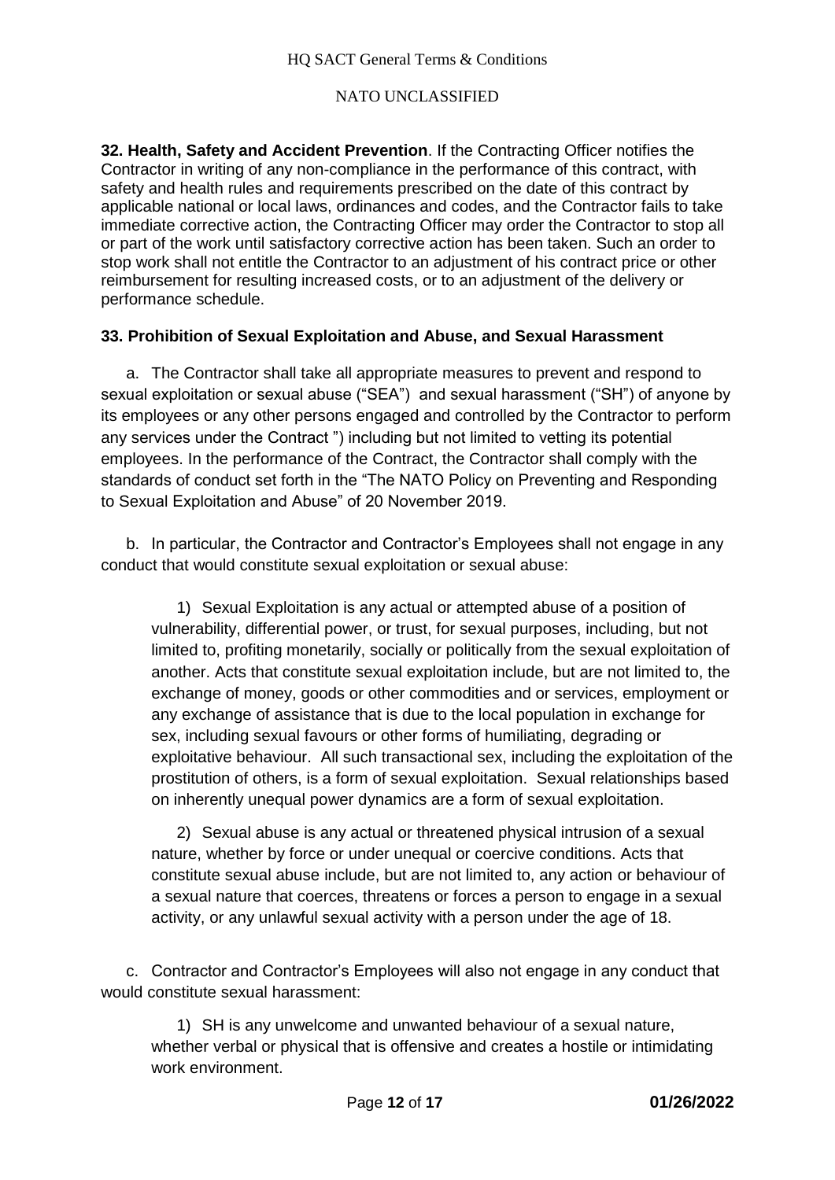**32. Health, Safety and Accident Prevention**. If the Contracting Officer notifies the Contractor in writing of any non-compliance in the performance of this contract, with safety and health rules and requirements prescribed on the date of this contract by applicable national or local laws, ordinances and codes, and the Contractor fails to take immediate corrective action, the Contracting Officer may order the Contractor to stop all or part of the work until satisfactory corrective action has been taken. Such an order to stop work shall not entitle the Contractor to an adjustment of his contract price or other reimbursement for resulting increased costs, or to an adjustment of the delivery or performance schedule.

**33. Prohibition of Sexual Exploitation and Abuse, and Sexual Harassment**

a. The Contractor shall take all appropriate measures to prevent and respond to sexual exploitation or sexual abuse ("SEA") and sexual harassment ("SH") of anyone by its employees or any other persons engaged and controlled by the Contractor to perform any services under the Contract ") including but not limited to vetting its potential employees. In the performance of the Contract, the Contractor shall comply with the standards of conduct set forth in the "The NATO Policy on Preventing and Responding to Sexual Exploitation and Abuse" of 20 November 2019.

b. In particular, the Contractor and Contractor's Employees shall not engage in any conduct that would constitute sexual exploitation or sexual abuse:

1) Sexual Exploitation is any actual or attempted abuse of a position of vulnerability, differential power, or trust, for sexual purposes, including, but not limited to, profiting monetarily, socially or politically from the sexual exploitation of another. Acts that constitute sexual exploitation include, but are not limited to, the exchange of money, goods or other commodities and or services, employment or any exchange of assistance that is due to the local population in exchange for sex, including sexual favours or other forms of humiliating, degrading or exploitative behaviour. All such transactional sex, including the exploitation of the prostitution of others, is a form of sexual exploitation. Sexual relationships based on inherently unequal power dynamics are a form of sexual exploitation.

2) Sexual abuse is any actual or threatened physical intrusion of a sexual nature, whether by force or under unequal or coercive conditions. Acts that constitute sexual abuse include, but are not limited to, any action or behaviour of a sexual nature that coerces, threatens or forces a person to engage in a sexual activity, or any unlawful sexual activity with a person under the age of 18.

c. Contractor and Contractor's Employees will also not engage in any conduct that would constitute sexual harassment:

1) SH is any unwelcome and unwanted behaviour of a sexual nature, whether verbal or physical that is offensive and creates a hostile or intimidating work environment.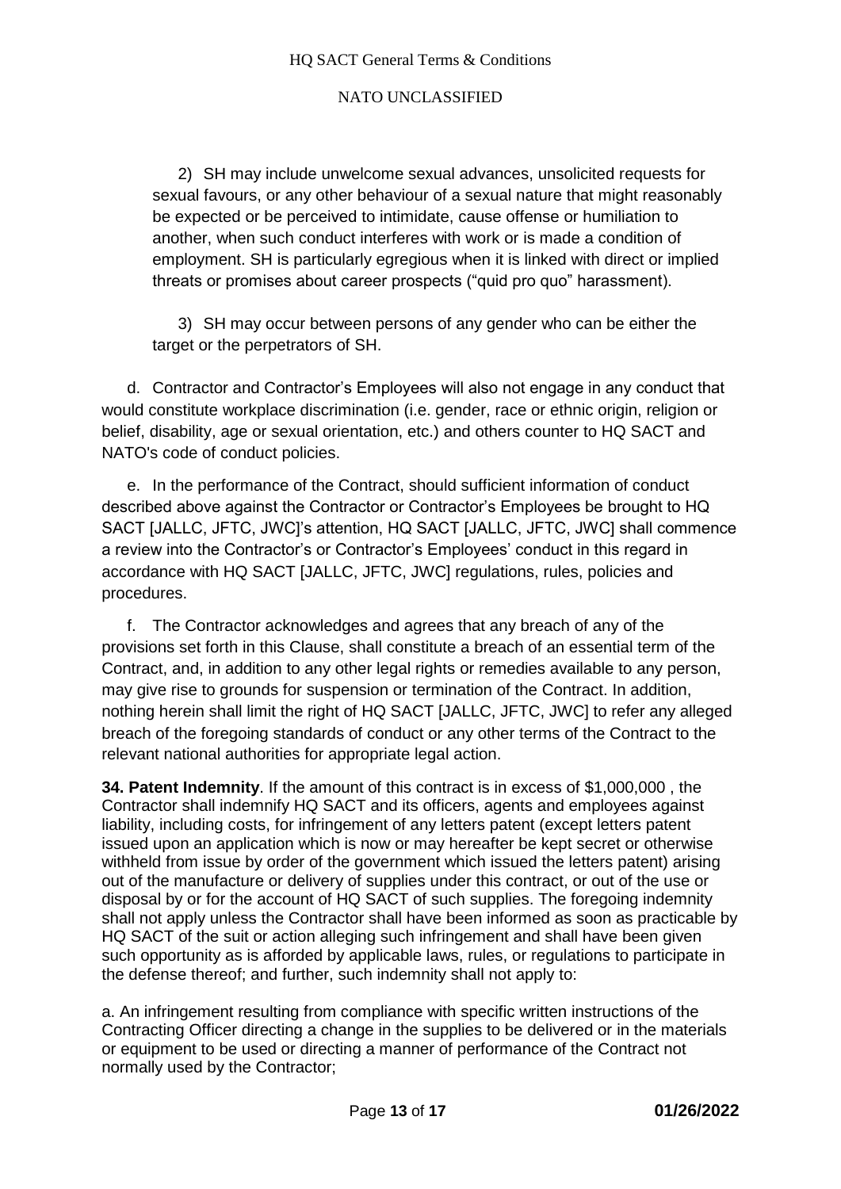2) SH may include unwelcome sexual advances, unsolicited requests for sexual favours, or any other behaviour of a sexual nature that might reasonably be expected or be perceived to intimidate, cause offense or humiliation to another, when such conduct interferes with work or is made a condition of employment. SH is particularly egregious when it is linked with direct or implied threats or promises about career prospects ("quid pro quo" harassment).

3) SH may occur between persons of any gender who can be either the target or the perpetrators of SH.

d. Contractor and Contractor's Employees will also not engage in any conduct that would constitute workplace discrimination (i.e. gender, race or ethnic origin, religion or belief, disability, age or sexual orientation, etc.) and others counter to HQ SACT and NATO's code of conduct policies.

e. In the performance of the Contract, should sufficient information of conduct described above against the Contractor or Contractor's Employees be brought to HQ SACT [JALLC, JFTC, JWC]'s attention, HQ SACT [JALLC, JFTC, JWC] shall commence a review into the Contractor's or Contractor's Employees' conduct in this regard in accordance with HQ SACT [JALLC, JFTC, JWC] regulations, rules, policies and procedures.

f. The Contractor acknowledges and agrees that any breach of any of the provisions set forth in this Clause, shall constitute a breach of an essential term of the Contract, and, in addition to any other legal rights or remedies available to any person, may give rise to grounds for suspension or termination of the Contract. In addition, nothing herein shall limit the right of HQ SACT [JALLC, JFTC, JWC] to refer any alleged breach of the foregoing standards of conduct or any other terms of the Contract to the relevant national authorities for appropriate legal action.

**34. Patent Indemnity**. If the amount of this contract is in excess of $1,000,000 , the Contractor shall indemnify HQ SACT and its officers, agents and employees against liability, including costs, for infringement of any letters patent (except letters patent issued upon an application which is now or may hereafter be kept secret or otherwise withheld from issue by order of the government which issued the letters patent) arising out of the manufacture or delivery of supplies under this contract, or out of the use or disposal by or for the account of HQ SACT of such supplies. The foregoing indemnity shall not apply unless the Contractor shall have been informed as soon as practicable by HQ SACT of the suit or action alleging such infringement and shall have been given such opportunity as is afforded by applicable laws, rules, or regulations to participate in the defense thereof; and further, such indemnity shall not apply to:

a. An infringement resulting from compliance with specific written instructions of the Contracting Officer directing a change in the supplies to be delivered or in the materials or equipment to be used or directing a manner of performance of the Contract not normally used by the Contractor;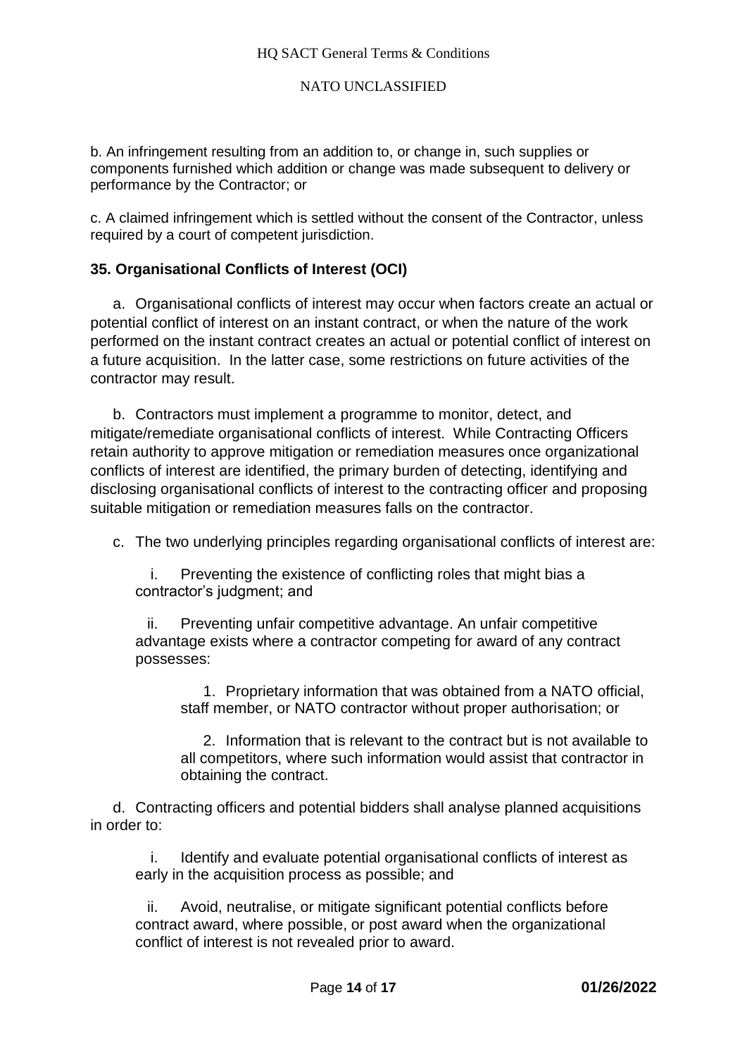b. An infringement resulting from an addition to, or change in, such supplies or components furnished which addition or change was made subsequent to delivery or performance by the Contractor; or

c. A claimed infringement which is settled without the consent of the Contractor, unless required by a court of competent jurisdiction.

## 35. Organisational Conflicts of Interest (OCI)

a. Organisational conflicts of interest may occur when factors create an actual or potential conflict of interest on an instant contract, or when the nature of the work performed on the instant contract creates an actual or potential conflict of interest on a future acquisition. In the latter case, some restrictions on future activities of the contractor may result.

b. Contractors must implement a programme to monitor, detect, and mitigate/remediate organisational conflicts of interest. While Contracting Officers retain authority to approve mitigation or remediation measures once organizational conflicts of interest are identified, the primary burden of detecting, identifying and disclosing organisational conflicts of interest to the contracting officer and proposing suitable mitigation or remediation measures falls on the contractor.

c. The two underlying principles regarding organisational conflicts of interest are:

i. Preventing the existence of conflicting roles that might bias a contractor's judgment; and

ii. Preventing unfair competitive advantage. An unfair competitive advantage exists where a contractor competing for award of any contract possesses:

1. Proprietary information that was obtained from a NATO official, staff member, or NATO contractor without proper authorisation; or

2. Information that is relevant to the contract but is not available to all competitors, where such information would assist that contractor in obtaining the contract.

d. Contracting officers and potential bidders shall analyse planned acquisitions in order to:

i. Identify and evaluate potential organisational conflicts of interest as early in the acquisition process as possible; and

ii. Avoid, neutralise, or mitigate significant potential conflicts before contract award, where possible, or post award when the organizational conflict of interest is not revealed prior to award.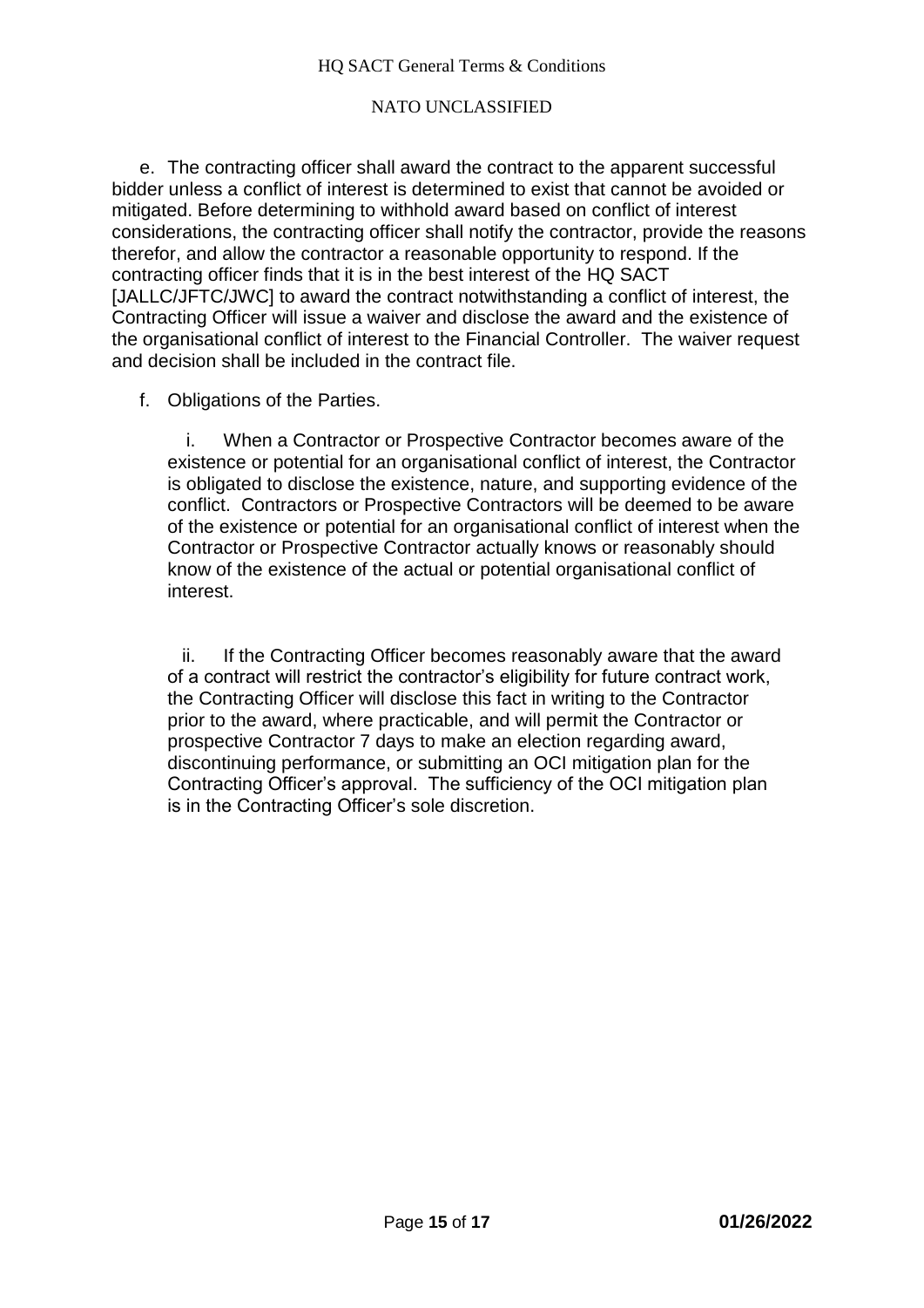e. The contracting officer shall award the contract to the apparent successful bidder unless a conflict of interest is determined to exist that cannot be avoided or mitigated. Before determining to withhold award based on conflict of interest considerations, the contracting officer shall notify the contractor, provide the reasons therefor, and allow the contractor a reasonable opportunity to respond. If the contracting officer finds that it is in the best interest of the HQ SACT [JALLC/JFTC/JWC] to award the contract notwithstanding a conflict of interest, the Contracting Officer will issue a waiver and disclose the award and the existence of the organisational conflict of interest to the Financial Controller. The waiver request and decision shall be included in the contract file.

f. Obligations of the Parties.

i. When a Contractor or Prospective Contractor becomes aware of the existence or potential for an organisational conflict of interest, the Contractor is obligated to disclose the existence, nature, and supporting evidence of the conflict. Contractors or Prospective Contractors will be deemed to be aware of the existence or potential for an organisational conflict of interest when the Contractor or Prospective Contractor actually knows or reasonably should know of the existence of the actual or potential organisational conflict of interest.

ii. If the Contracting Officer becomes reasonably aware that the award of a contract will restrict the contractor's eligibility for future contract work, the Contracting Officer will disclose this fact in writing to the Contractor prior to the award, where practicable, and will permit the Contractor or prospective Contractor 7 days to make an election regarding award, discontinuing performance, or submitting an OCI mitigation plan for the Contracting Officer's approval. The sufficiency of the OCI mitigation plan is in the Contracting Officer's sole discretion.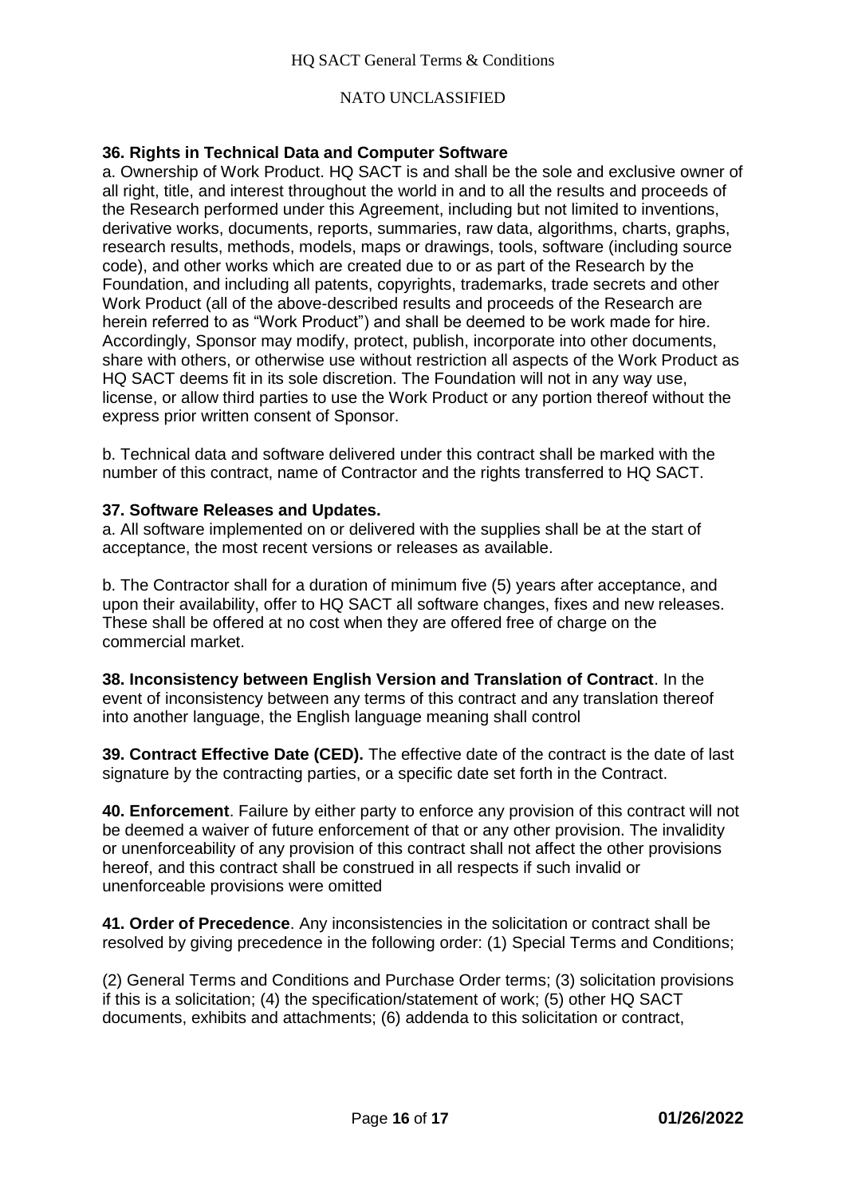**36. Rights in Technical Data and Computer Software**

a. Ownership of Work Product. HQ SACT is and shall be the sole and exclusive owner of all right, title, and interest throughout the world in and to all the results and proceeds of the Research performed under this Agreement, including but not limited to inventions, derivative works, documents, reports, summaries, raw data, algorithms, charts, graphs, research results, methods, models, maps or drawings, tools, software (including source code), and other works which are created due to or as part of the Research by the Foundation, and including all patents, copyrights, trademarks, trade secrets and other Work Product (all of the above-described results and proceeds of the Research are herein referred to as "Work Product") and shall be deemed to be work made for hire. Accordingly, Sponsor may modify, protect, publish, incorporate into other documents, share with others, or otherwise use without restriction all aspects of the Work Product as HQ SACT deems fit in its sole discretion. The Foundation will not in any way use, license, or allow third parties to use the Work Product or any portion thereof without the express prior written consent of Sponsor.

b. Technical data and software delivered under this contract shall be marked with the number of this contract, name of Contractor and the rights transferred to HQ SACT.

**37. Software Releases and Updates.**

a. All software implemented on or delivered with the supplies shall be at the start of acceptance, the most recent versions or releases as available.

b. The Contractor shall for a duration of minimum five (5) years after acceptance, and upon their availability, offer to HQ SACT all software changes, fixes and new releases. These shall be offered at no cost when they are offered free of charge on the commercial market.

**38. Inconsistency between English Version and Translation of Contract**. In the event of inconsistency between any terms of this contract and any translation thereof into another language, the English language meaning shall control

**39. Contract Effective Date (CED).** The effective date of the contract is the date of last signature by the contracting parties, or a specific date set forth in the Contract.

**40. Enforcement**. Failure by either party to enforce any provision of this contract will not be deemed a waiver of future enforcement of that or any other provision. The invalidity or unenforceability of any provision of this contract shall not affect the other provisions hereof, and this contract shall be construed in all respects if such invalid or unenforceable provisions were omitted

**41. Order of Precedence**. Any inconsistencies in the solicitation or contract shall be resolved by giving precedence in the following order: (1) Special Terms and Conditions;

(2) General Terms and Conditions and Purchase Order terms; (3) solicitation provisions if this is a solicitation; (4) the specification/statement of work; (5) other HQ SACT documents, exhibits and attachments; (6) addenda to this solicitation or contract,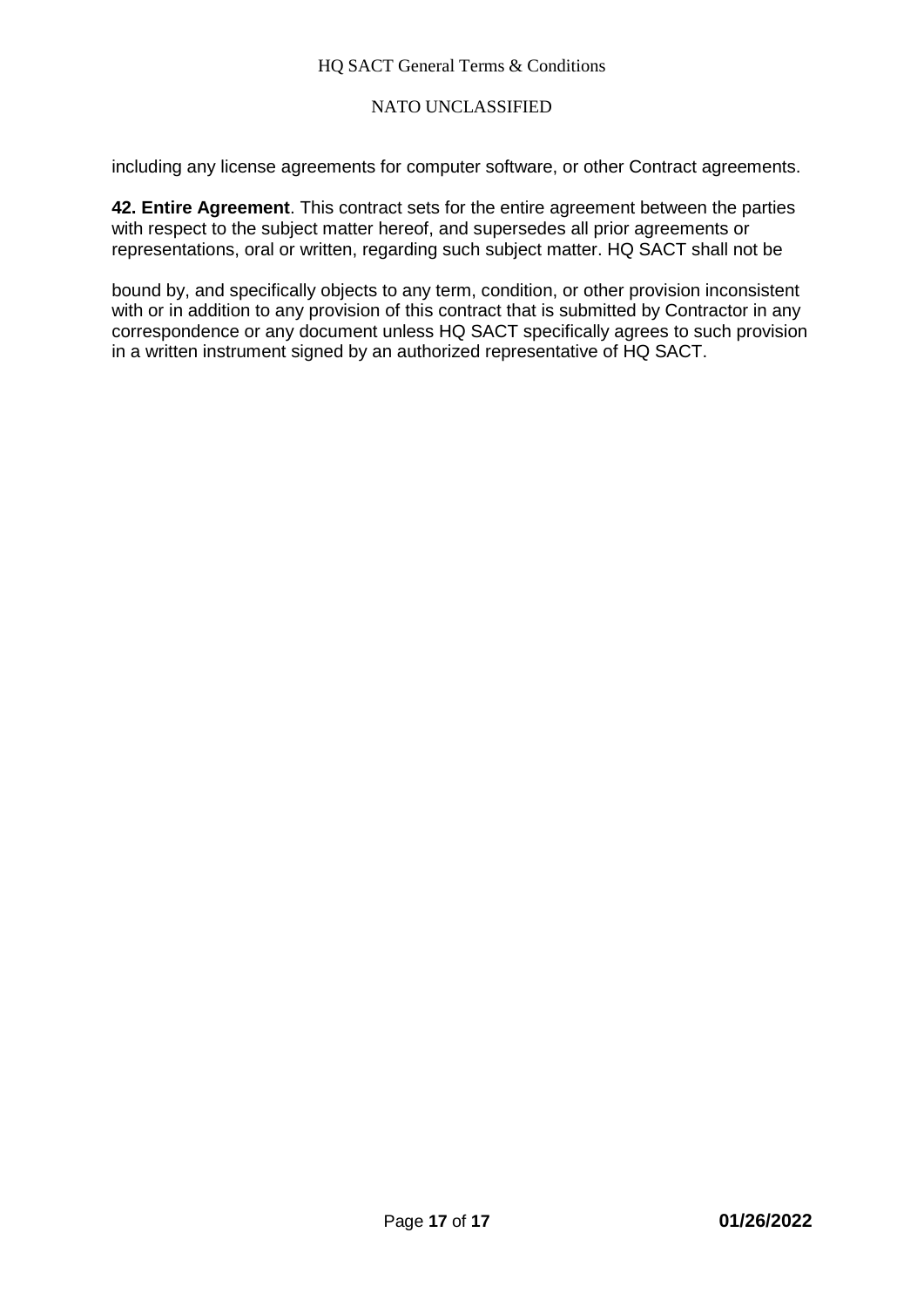including any license agreements for computer software, or other Contract agreements.

**42. Entire Agreement**. This contract sets for the entire agreement between the parties with respect to the subject matter hereof, and supersedes all prior agreements or representations, oral or written, regarding such subject matter. HQ SACT shall not be

bound by, and specifically objects to any term, condition, or other provision inconsistent with or in addition to any provision of this contract that is submitted by Contractor in any correspondence or any document unless HQ SACT specifically agrees to such provision in a written instrument signed by an authorized representative of HQ SACT.